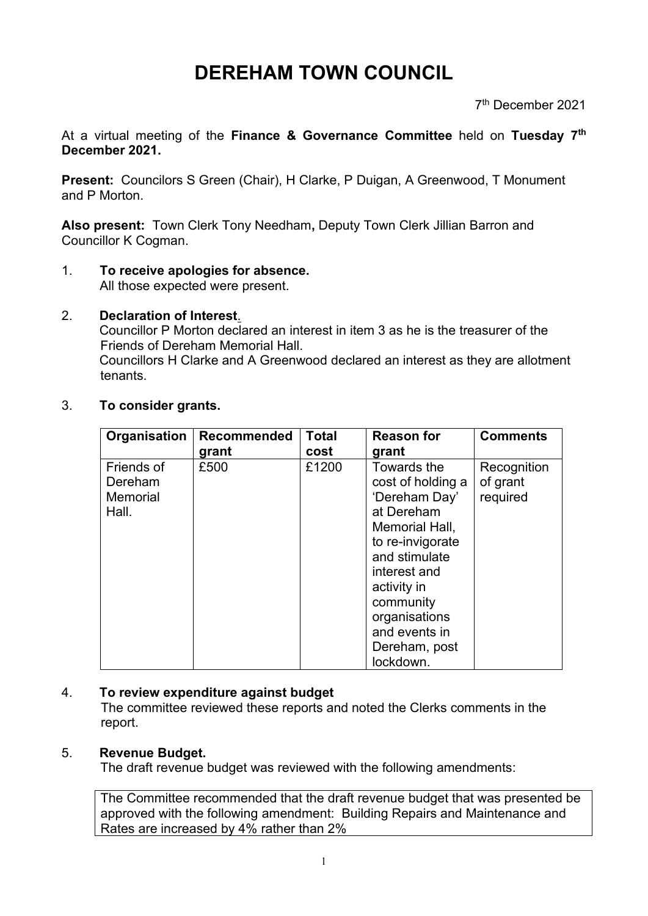# DEREHAM TOWN COUNCIL

7th December 2021

At a virtual meeting of the **Finance & Governance Committee** held on **Tuesday 7th December 2021.**

**Present:** Councilors S Green (Chair), H Clarke, P Duigan, A Greenwood, T Monument and P Morton.

**Also present:** Town Clerk Tony Needham**,** Deputy Town Clerk Jillian Barron and Councillor K Cogman.

1. **To receive apologies for absence.**
   All those expected were present.

2. **Declaration of Interest.**
   Councillor P Morton declared an interest in item 3 as he is the treasurer of the Friends of Dereham Memorial Hall.
   Councillors H Clarke and A Greenwood declared an interest as they are allotment tenants.

3. **To consider grants.**

| Organisation | Recommended grant | Total cost | Reason for grant | Comments |
|---|---|---|---|---|
| Friends of Dereham Memorial Hall. | £500 | £1200 | Towards the cost of holding a 'Dereham Day' at Dereham Memorial Hall, to re-invigorate and stimulate interest and activity in community organisations and events in Dereham, post lockdown. | Recognition of grant required |

4. **To review expenditure against budget**
   The committee reviewed these reports and noted the Clerks comments in the report.

5. **Revenue Budget.**
   The draft revenue budget was reviewed with the following amendments:

   The Committee recommended that the draft revenue budget that was presented be approved with the following amendment: Building Repairs and Maintenance and Rates are increased by 4% rather than 2%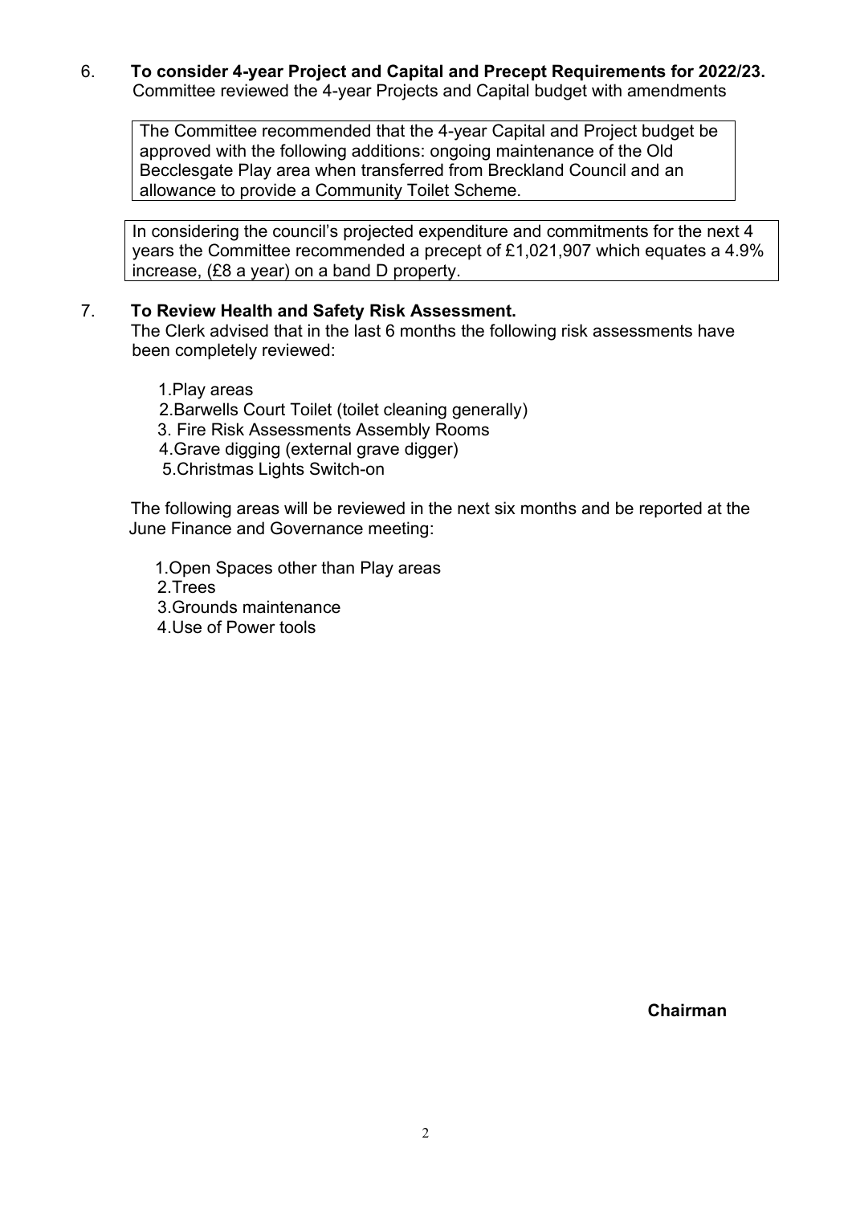6. **To consider 4-year Project and Capital and Precept Requirements for 2022/23.**
Committee reviewed the 4-year Projects and Capital budget with amendments

The Committee recommended that the 4-year Capital and Project budget be approved with the following additions: ongoing maintenance of the Old Becclesgate Play area when transferred from Breckland Council and an allowance to provide a Community Toilet Scheme.

In considering the council's projected expenditure and commitments for the next 4 years the Committee recommended a precept of £1,021,907 which equates a 4.9% increase, (£8 a year) on a band D property.

7. **To Review Health and Safety Risk Assessment.**
The Clerk advised that in the last 6 months the following risk assessments have been completely reviewed:

1. Play areas
2. Barwells Court Toilet (toilet cleaning generally)
3. Fire Risk Assessments Assembly Rooms
4. Grave digging (external grave digger)
5. Christmas Lights Switch-on

The following areas will be reviewed in the next six months and be reported at the June Finance and Governance meeting:

1. Open Spaces other than Play areas
2. Trees
3. Grounds maintenance
4. Use of Power tools

**Chairman**